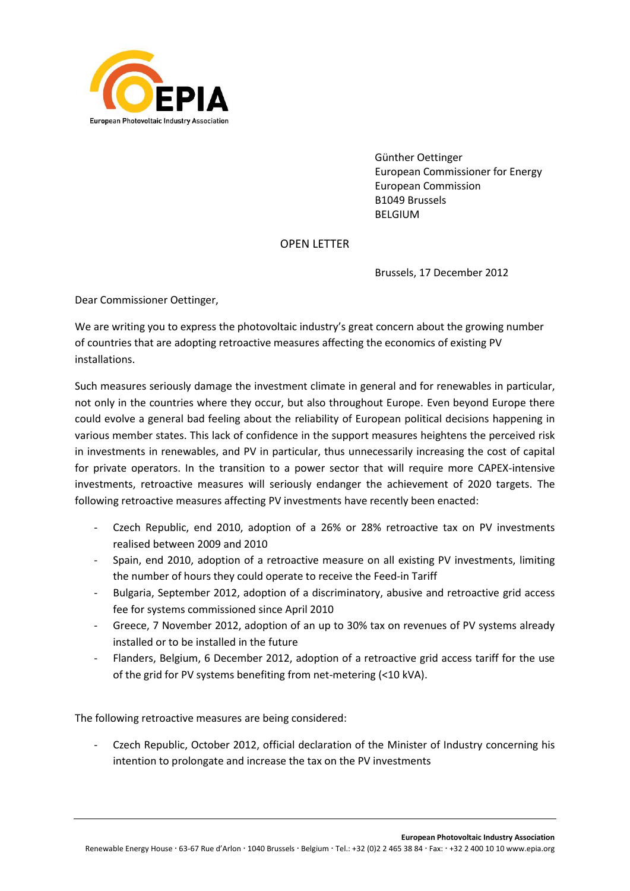Günther Oettinger
European Commissioner for Energy
European Commission
B1049 Brussels
BELGIUM

OPEN LETTER

Brussels, 17 December 2012

Dear Commissioner Oettinger,

We are writing you to express the photovoltaic industry's great concern about the growing number of countries that are adopting retroactive measures affecting the economics of existing PV installations.

Such measures seriously damage the investment climate in general and for renewables in particular, not only in the countries where they occur, but also throughout Europe. Even beyond Europe there could evolve a general bad feeling about the reliability of European political decisions happening in various member states. This lack of confidence in the support measures heightens the perceived risk in investments in renewables, and PV in particular, thus unnecessarily increasing the cost of capital for private operators. In the transition to a power sector that will require more CAPEX-intensive investments, retroactive measures will seriously endanger the achievement of 2020 targets. The following retroactive measures affecting PV investments have recently been enacted:

- Czech Republic, end 2010, adoption of a 26% or 28% retroactive tax on PV investments realised between 2009 and 2010
- Spain, end 2010, adoption of a retroactive measure on all existing PV investments, limiting the number of hours they could operate to receive the Feed-in Tariff
- Bulgaria, September 2012, adoption of a discriminatory, abusive and retroactive grid access fee for systems commissioned since April 2010
- Greece, 7 November 2012, adoption of an up to 30% tax on revenues of PV systems already installed or to be installed in the future
- Flanders, Belgium, 6 December 2012, adoption of a retroactive grid access tariff for the use of the grid for PV systems benefiting from net-metering (<10 kVA).

The following retroactive measures are being considered:

- Czech Republic, October 2012, official declaration of the Minister of Industry concerning his intention to prolongate and increase the tax on the PV investments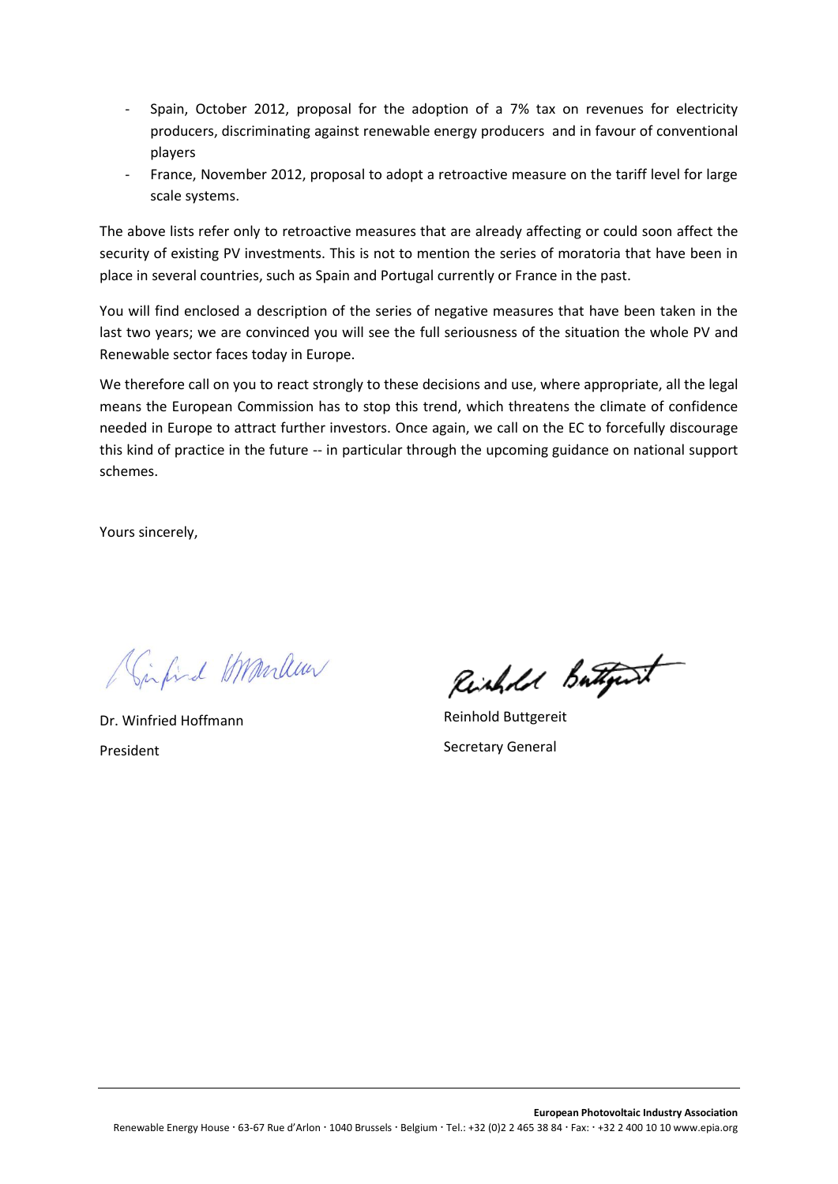- Spain, October 2012, proposal for the adoption of a 7% tax on revenues for electricity producers, discriminating against renewable energy producers and in favour of conventional players
- France, November 2012, proposal to adopt a retroactive measure on the tariff level for large scale systems.

The above lists refer only to retroactive measures that are already affecting or could soon affect the security of existing PV investments. This is not to mention the series of moratoria that have been in place in several countries, such as Spain and Portugal currently or France in the past.

You will find enclosed a description of the series of negative measures that have been taken in the last two years; we are convinced you will see the full seriousness of the situation the whole PV and Renewable sector faces today in Europe.

We therefore call on you to react strongly to these decisions and use, where appropriate, all the legal means the European Commission has to stop this trend, which threatens the climate of confidence needed in Europe to attract further investors. Once again, we call on the EC to forcefully discourage this kind of practice in the future -- in particular through the upcoming guidance on national support schemes.

Yours sincerely,

Dr. Winfried Hoffmann
President

Reinhold Buttgereit
Secretary General

**European Photovoltaic Industry Association**
Renewable Energy House · 63-67 Rue d'Arlon · 1040 Brussels · Belgium · Tel.: +32 (0)2 2 465 38 84 · Fax: · +32 2 400 10 10 www.epia.org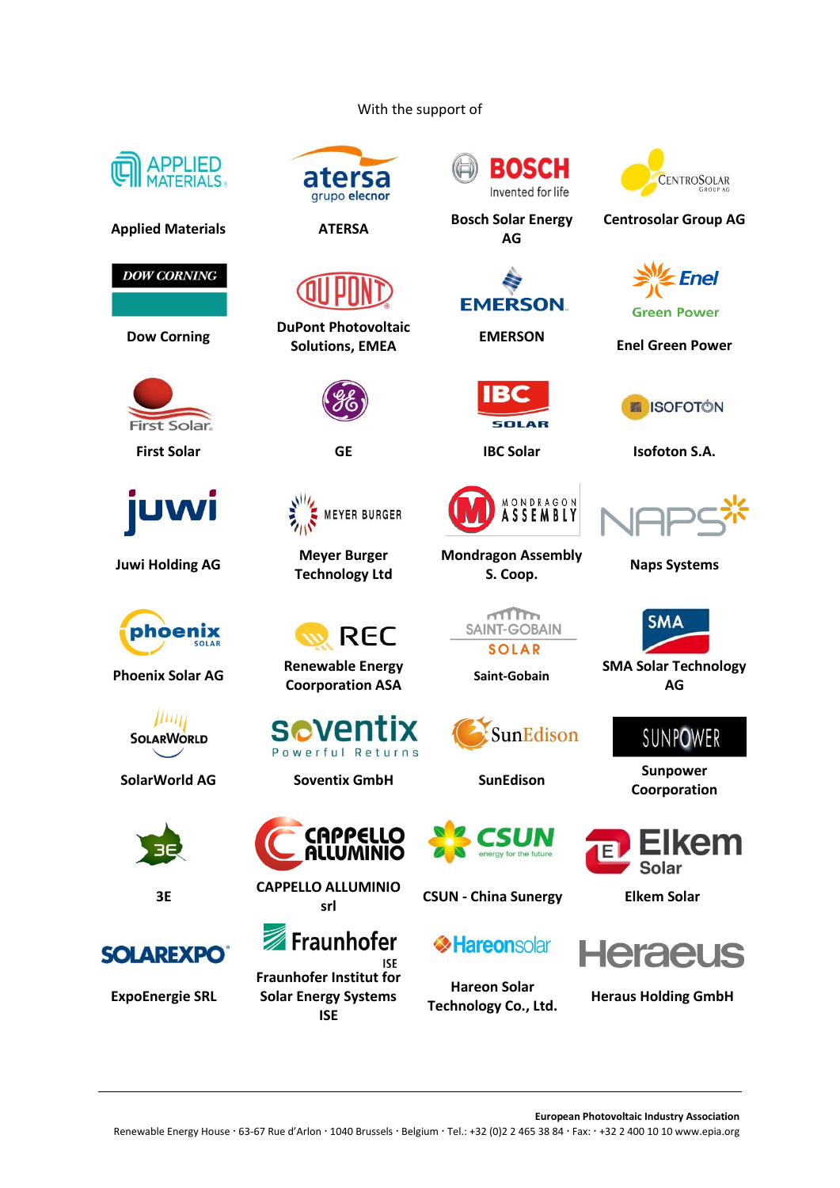With the support of

Applied Materials

ATERSA

Bosch Solar Energy AG

Centrosolar Group AG

Dow Corning

DuPont Photovoltaic Solutions, EMEA

EMERSON

Enel Green Power

First Solar

GE

IBC Solar

Isofoton S.A.

Juwi Holding AG

Meyer Burger Technology Ltd

Mondragon Assembly S. Coop.

Naps Systems

Phoenix Solar AG

Renewable Energy Coorporation ASA

Saint-Gobain

SMA Solar Technology AG

SolarWorld AG

Soventix GmbH

SunEdison

Sunpower Coorporation

3E

CAPPELLO ALLUMINIO srl

CSUN - China Sunergy

Elkem Solar

ExpoEnergie SRL

Fraunhofer Institut for Solar Energy Systems ISE

Hareon Solar Technology Co., Ltd.

Heraus Holding GmbH

European Photovoltaic Industry Association

Renewable Energy House · 63-67 Rue d'Arlon · 1040 Brussels · Belgium · Tel.: +32 (0)2 2 465 38 84 · Fax: · +32 2 400 10 10 www.epia.org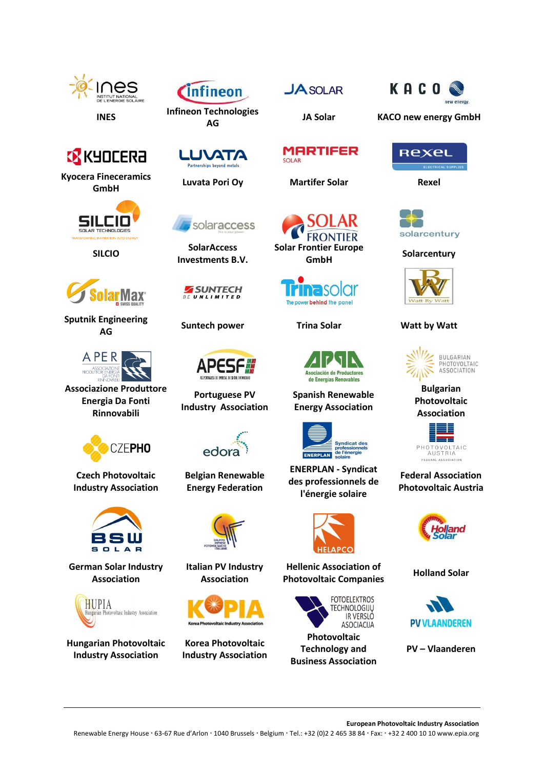| | | | |
|---|---|---|---|
| INES | Infineon Technologies AG | JA Solar | KACO new energy GmbH |
| Kyocera Fineceramics GmbH | Luvata Pori Oy | Martifer Solar | Rexel |
| SILCIO | SolarAccess Investments B.V. | Solar Frontier Europe GmbH | Solarcentury |
| Sputnik Engineering AG | Suntech power | Trina Solar | Watt by Watt |
| Associazione Produttore Energia Da Fonti Rinnovabili | Portuguese PV Industry Association | Spanish Renewable Energy Association | Bulgarian Photovoltaic Association |
| Czech Photovoltaic Industry Association | Belgian Renewable Energy Federation | ENERPLAN - Syndicat des professionnels de l'énergie solaire | Federal Association Photovoltaic Austria |
| German Solar Industry Association | Italian PV Industry Association | Hellenic Association of Photovoltaic Companies | Holland Solar |
| Hungarian Photovoltaic Industry Association | Korea Photovoltaic Industry Association | Photovoltaic Technology and Business Association | PV – Vlaanderen |

**European Photovoltaic Industry Association**

Renewable Energy House · 63-67 Rue d'Arlon · 1040 Brussels · Belgium · Tel.: +32 (0)2 2 465 38 84 · Fax: · +32 2 400 10 10 www.epia.org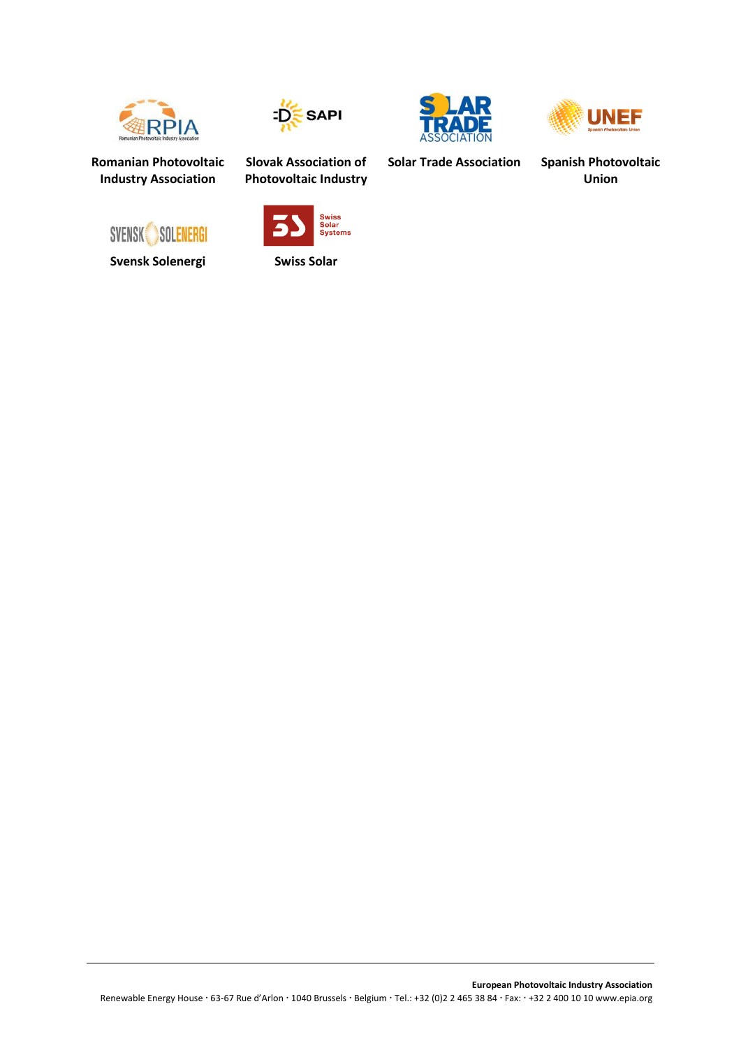Romanian Photovoltaic Industry Association

Slovak Association of Photovoltaic Industry

Solar Trade Association

Spanish Photovoltaic Union

Svensk Solenergi

Swiss Solar

**European Photovoltaic Industry Association**
Renewable Energy House · 63-67 Rue d'Arlon · 1040 Brussels · Belgium · Tel.: +32 (0)2 2 465 38 84 · Fax: · +32 2 400 10 10 www.epia.org